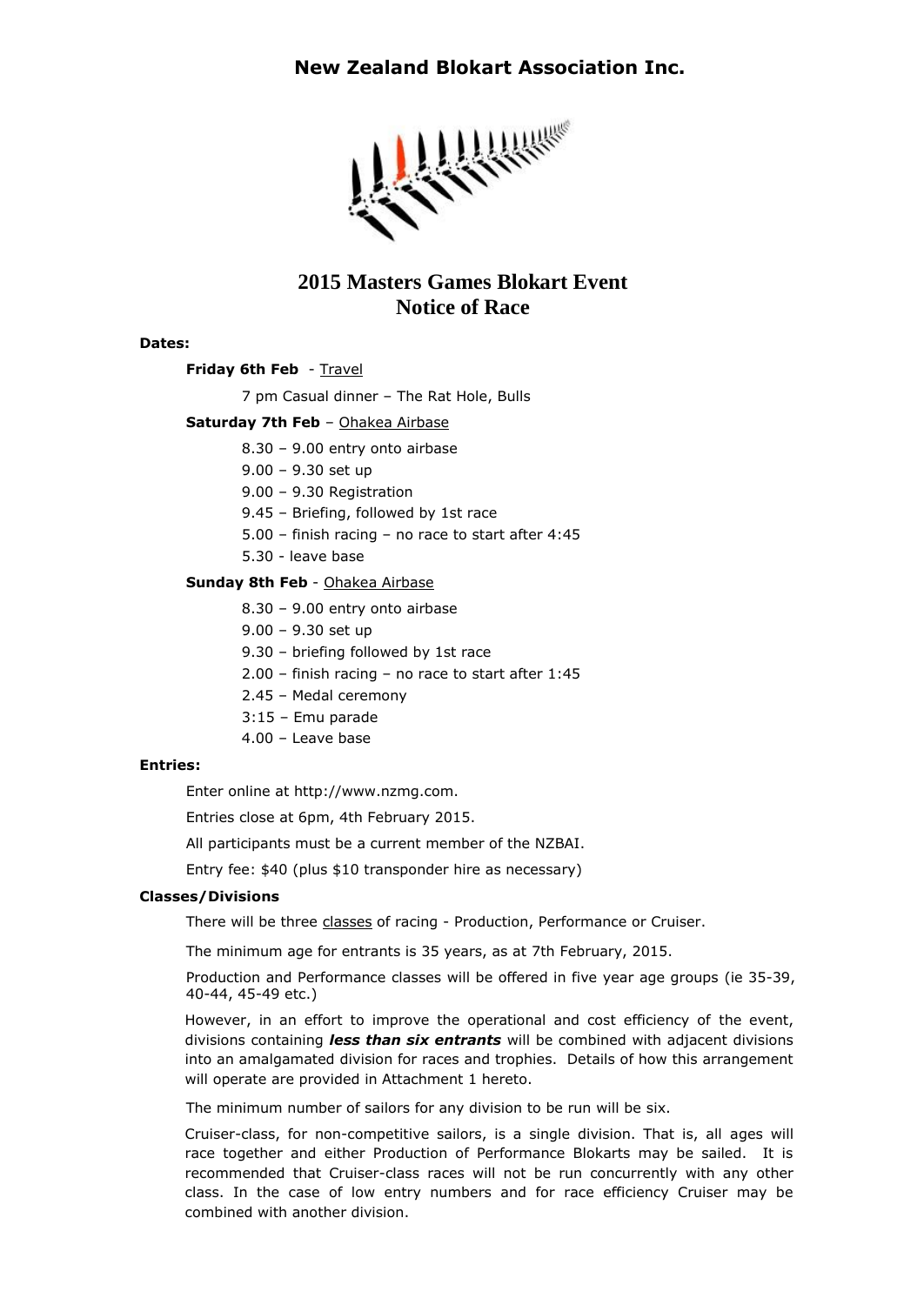# New Zealand Blokart Association Inc.

## 2015 Masters Games Blokart Event
## Notice of Race

**Dates:**

**Friday 6th Feb** - Travel

7 pm Casual dinner – The Rat Hole, Bulls

**Saturday 7th Feb** – Ohakea Airbase

8.30 – 9.00 entry onto airbase

9.00 – 9.30 set up

9.00 – 9.30 Registration

9.45 – Briefing, followed by 1st race

5.00 – finish racing – no race to start after 4:45

5.30 - leave base

**Sunday 8th Feb** - Ohakea Airbase

8.30 – 9.00 entry onto airbase

9.00 – 9.30 set up

9.30 – briefing followed by 1st race

2.00 – finish racing – no race to start after 1:45

2.45 – Medal ceremony

3:15 – Emu parade

4.00 – Leave base

**Entries:**

Enter online at http://www.nzmg.com.

Entries close at 6pm, 4th February 2015.

All participants must be a current member of the NZBAI.

Entry fee: $40 (plus $10 transponder hire as necessary)

**Classes/Divisions**

There will be three classes of racing - Production, Performance or Cruiser.

The minimum age for entrants is 35 years, as at 7th February, 2015.

Production and Performance classes will be offered in five year age groups (ie 35-39, 40-44, 45-49 etc.)

However, in an effort to improve the operational and cost efficiency of the event, divisions containing ***less than six entrants*** will be combined with adjacent divisions into an amalgamated division for races and trophies. Details of how this arrangement will operate are provided in Attachment 1 hereto.

The minimum number of sailors for any division to be run will be six.

Cruiser-class, for non-competitive sailors, is a single division. That is, all ages will race together and either Production of Performance Blokarts may be sailed. It is recommended that Cruiser-class races will not be run concurrently with any other class. In the case of low entry numbers and for race efficiency Cruiser may be combined with another division.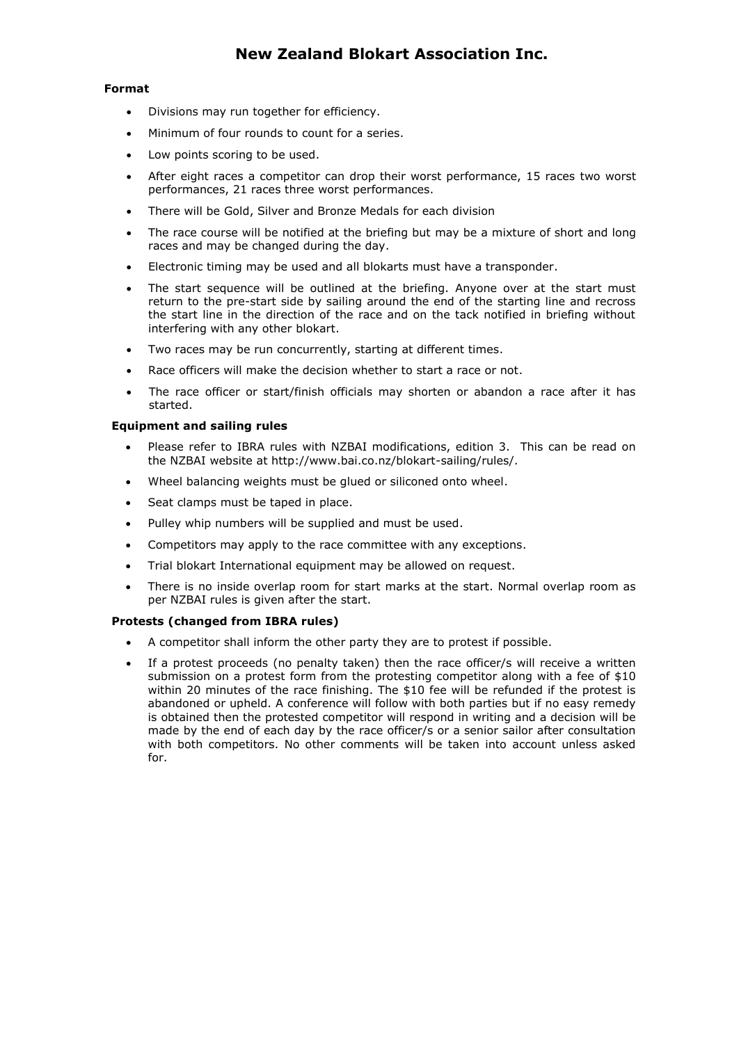# New Zealand Blokart Association Inc.

**Format**

- Divisions may run together for efficiency.
- Minimum of four rounds to count for a series.
- Low points scoring to be used.
- After eight races a competitor can drop their worst performance, 15 races two worst performances, 21 races three worst performances.
- There will be Gold, Silver and Bronze Medals for each division
- The race course will be notified at the briefing but may be a mixture of short and long races and may be changed during the day.
- Electronic timing may be used and all blokarts must have a transponder.
- The start sequence will be outlined at the briefing. Anyone over at the start must return to the pre-start side by sailing around the end of the starting line and recross the start line in the direction of the race and on the tack notified in briefing without interfering with any other blokart.
- Two races may be run concurrently, starting at different times.
- Race officers will make the decision whether to start a race or not.
- The race officer or start/finish officials may shorten or abandon a race after it has started.

**Equipment and sailing rules**

- Please refer to IBRA rules with NZBAI modifications, edition 3. This can be read on the NZBAI website at http://www.bai.co.nz/blokart-sailing/rules/.
- Wheel balancing weights must be glued or siliconed onto wheel.
- Seat clamps must be taped in place.
- Pulley whip numbers will be supplied and must be used.
- Competitors may apply to the race committee with any exceptions.
- Trial blokart International equipment may be allowed on request.
- There is no inside overlap room for start marks at the start. Normal overlap room as per NZBAI rules is given after the start.

**Protests (changed from IBRA rules)**

- A competitor shall inform the other party they are to protest if possible.
- If a protest proceeds (no penalty taken) then the race officer/s will receive a written submission on a protest form from the protesting competitor along with a fee of $10 within 20 minutes of the race finishing. The $10 fee will be refunded if the protest is abandoned or upheld. A conference will follow with both parties but if no easy remedy is obtained then the protested competitor will respond in writing and a decision will be made by the end of each day by the race officer/s or a senior sailor after consultation with both competitors. No other comments will be taken into account unless asked for.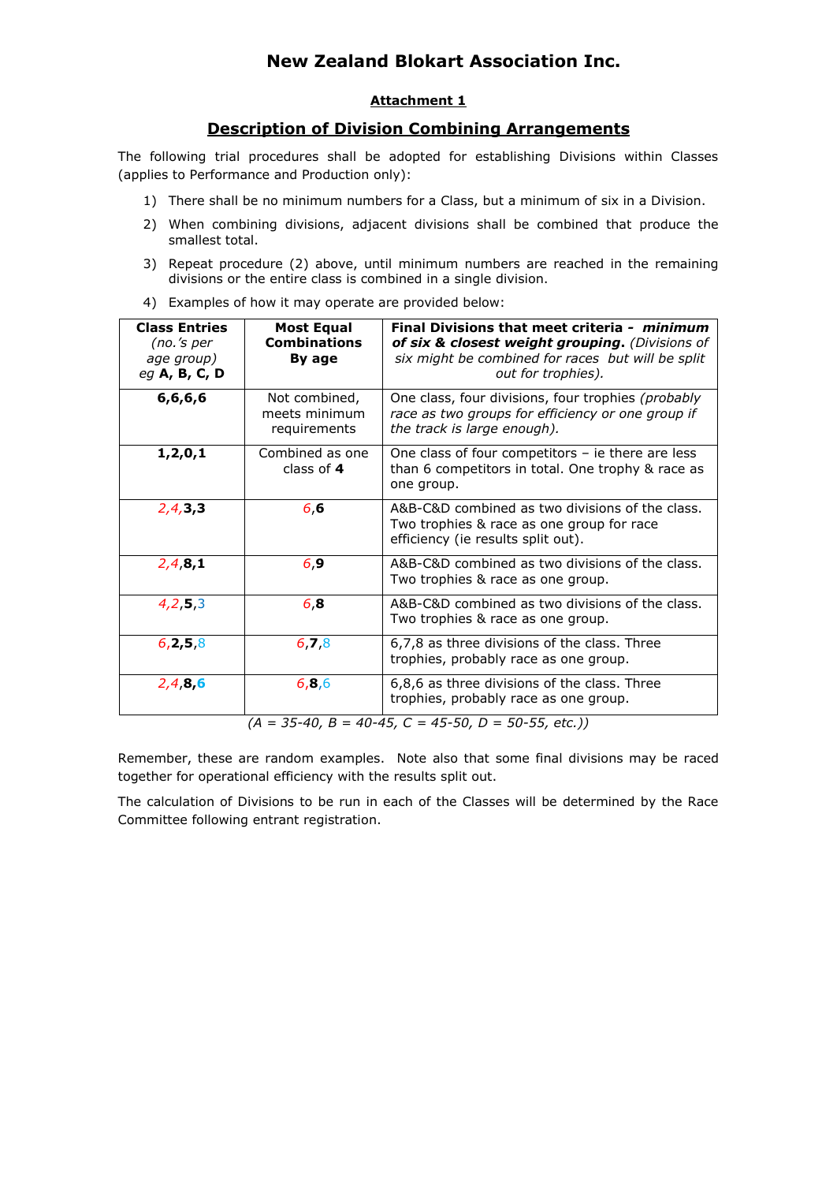# New Zealand Blokart Association Inc.

## Attachment 1

## Description of Division Combining Arrangements

The following trial procedures shall be adopted for establishing Divisions within Classes (applies to Performance and Production only):

1) There shall be no minimum numbers for a Class, but a minimum of six in a Division.
2) When combining divisions, adjacent divisions shall be combined that produce the smallest total.
3) Repeat procedure (2) above, until minimum numbers are reached in the remaining divisions or the entire class is combined in a single division.
4) Examples of how it may operate are provided below:

| **Class Entries** *(no.'s per age group)* *eg* **A, B, C, D** | **Most Equal Combinations By age** | **Final Divisions that meet criteria -** ***minimum of six & closest weight grouping.*** *(Divisions of six might be combined for races but will be split out for trophies).* |
|---|---|---|
| **6,6,6,6** | Not combined, meets minimum requirements | One class, four divisions, four trophies *(probably race as two groups for efficiency or one group if the track is large enough).* |
| **1,2,0,1** | Combined as one class of **4** | One class of four competitors – ie there are less than 6 competitors in total. One trophy & race as one group. |
| *2,4*,**3,3** | *6*,**6** | A&B-C&D combined as two divisions of the class. Two trophies & race as one group for race efficiency (ie results split out). |
| *2,4*,**8,1** | *6*,**9** | A&B-C&D combined as two divisions of the class. Two trophies & race as one group. |
| *4,2*,**5**,3 | *6*,**8** | A&B-C&D combined as two divisions of the class. Two trophies & race as one group. |
| *6*,**2,5**,8 | *6*,**7**,8 | 6,7,8 as three divisions of the class. Three trophies, probably race as one group. |
| *2,4*,**8**,**6** | *6*,**8**,6 | 6,8,6 as three divisions of the class. Three trophies, probably race as one group. |

*(A = 35-40, B = 40-45, C = 45-50, D = 50-55, etc.))*

Remember, these are random examples. Note also that some final divisions may be raced together for operational efficiency with the results split out.

The calculation of Divisions to be run in each of the Classes will be determined by the Race Committee following entrant registration.